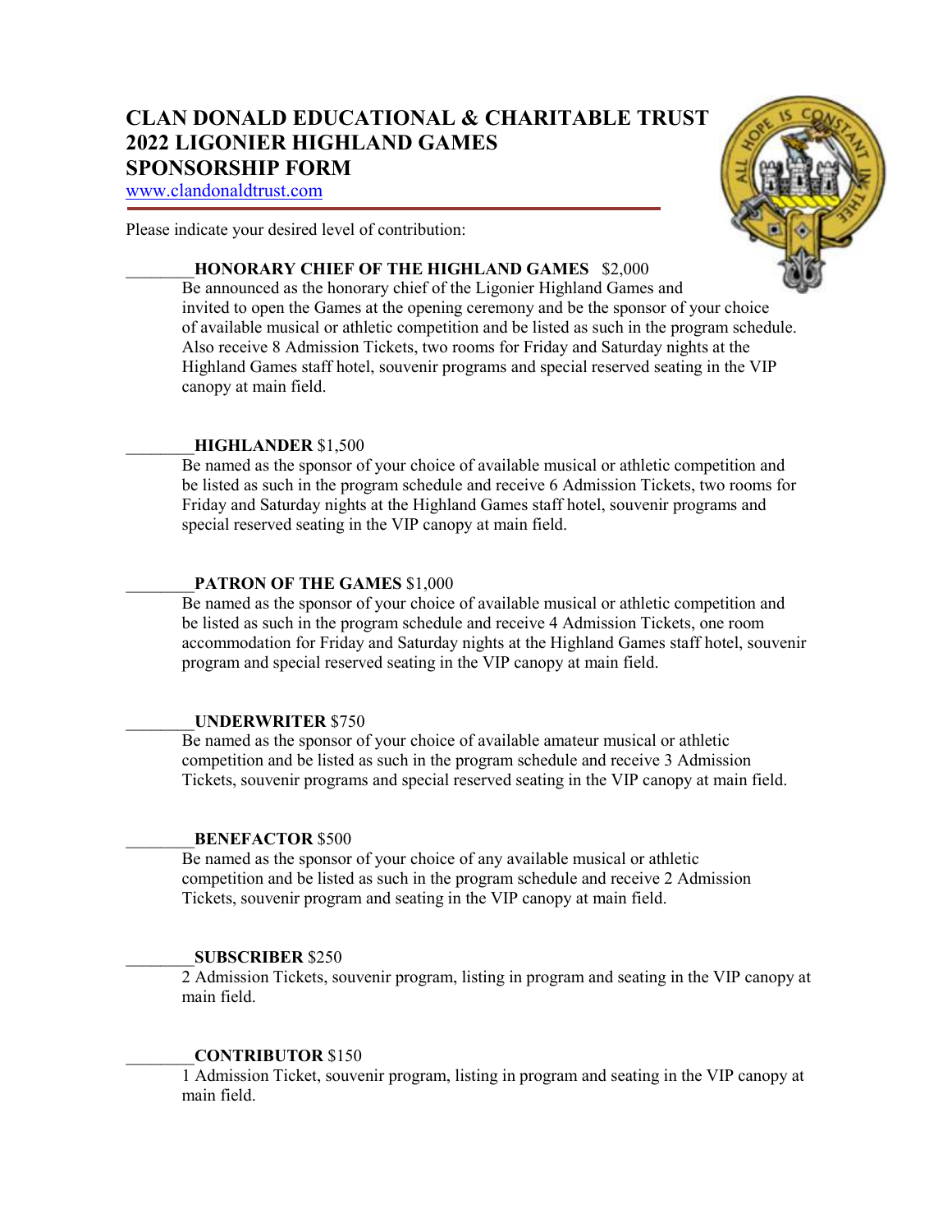# CLAN DONALD EDUCATIONAL & CHARITABLE TRUST
# 2022 LIGONIER HIGHLAND GAMES
# SPONSORSHIP FORM

www.clandonaldtrust.com

Please indicate your desired level of contribution:

________**HONORARY CHIEF OF THE HIGHLAND GAMES** $2,000

Be announced as the honorary chief of the Ligonier Highland Games and invited to open the Games at the opening ceremony and be the sponsor of your choice of available musical or athletic competition and be listed as such in the program schedule. Also receive 8 Admission Tickets, two rooms for Friday and Saturday nights at the Highland Games staff hotel, souvenir programs and special reserved seating in the VIP canopy at main field.

________**HIGHLANDER** $1,500

Be named as the sponsor of your choice of available musical or athletic competition and be listed as such in the program schedule and receive 6 Admission Tickets, two rooms for Friday and Saturday nights at the Highland Games staff hotel, souvenir programs and special reserved seating in the VIP canopy at main field.

________**PATRON OF THE GAMES** $1,000

Be named as the sponsor of your choice of available musical or athletic competition and be listed as such in the program schedule and receive 4 Admission Tickets, one room accommodation for Friday and Saturday nights at the Highland Games staff hotel, souvenir program and special reserved seating in the VIP canopy at main field.

________**UNDERWRITER** $750

Be named as the sponsor of your choice of available amateur musical or athletic competition and be listed as such in the program schedule and receive 3 Admission Tickets, souvenir programs and special reserved seating in the VIP canopy at main field.

________**BENEFACTOR** $500

Be named as the sponsor of your choice of any available musical or athletic competition and be listed as such in the program schedule and receive 2 Admission Tickets, souvenir program and seating in the VIP canopy at main field.

________**SUBSCRIBER** $250

2 Admission Tickets, souvenir program, listing in program and seating in the VIP canopy at main field.

________**CONTRIBUTOR** $150

1 Admission Ticket, souvenir program, listing in program and seating in the VIP canopy at main field.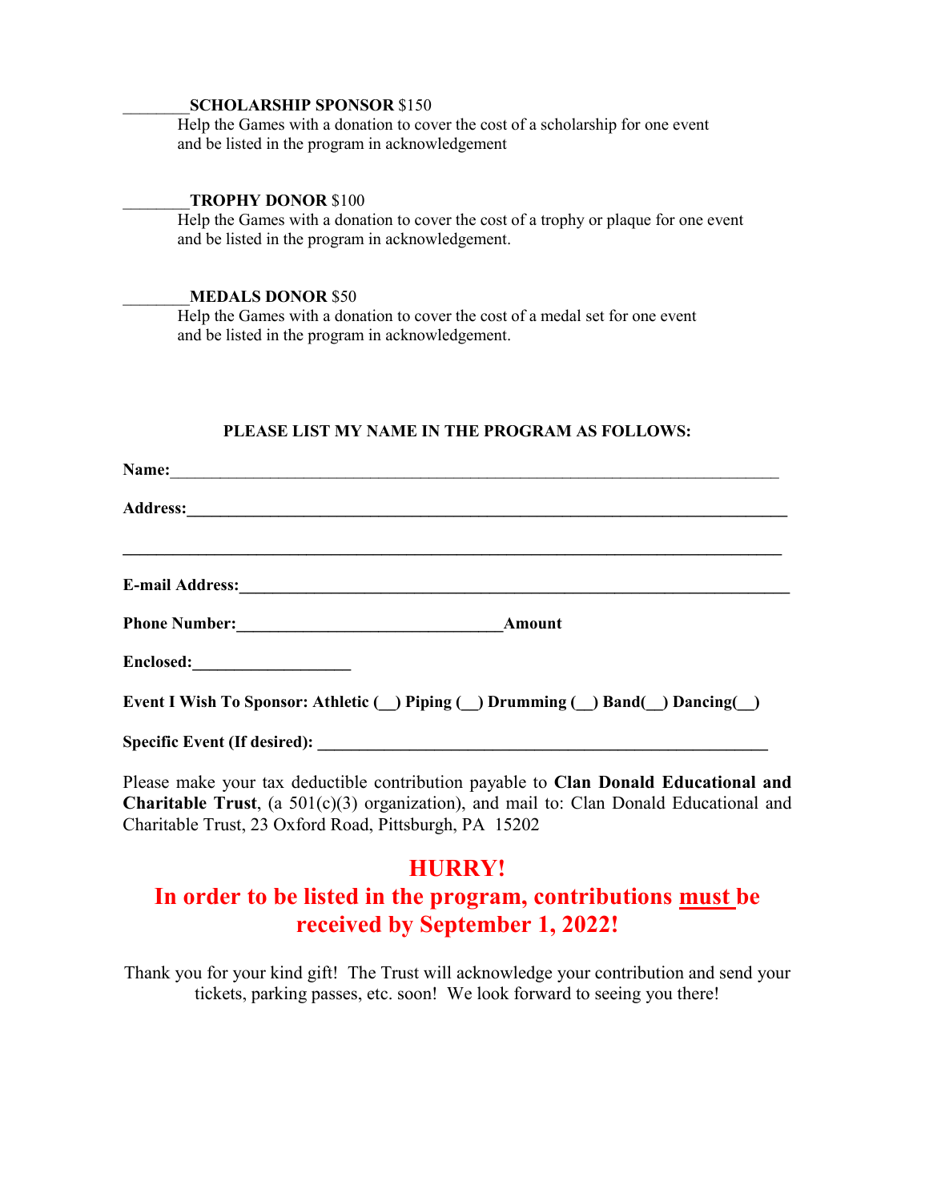________**SCHOLARSHIP SPONSOR** $150
Help the Games with a donation to cover the cost of a scholarship for one event and be listed in the program in acknowledgement

________**TROPHY DONOR** $100
Help the Games with a donation to cover the cost of a trophy or plaque for one event and be listed in the program in acknowledgement.

________**MEDALS DONOR** $50
Help the Games with a donation to cover the cost of a medal set for one event and be listed in the program in acknowledgement.

**PLEASE LIST MY NAME IN THE PROGRAM AS FOLLOWS:**

**Name:**______________________________________________________________

**Address:**____________________________________________________________

______________________________________________________________________

**E-mail Address:**______________________________________________________

**Phone Number:**_____________________________**Amount**

**Enclosed:**__________________

**Event I Wish To Sponsor: Athletic (__) Piping (__) Drumming (__) Band(__) Dancing(__)**

**Specific Event (If desired):** ________________________________________________

Please make your tax deductible contribution payable to **Clan Donald Educational and Charitable Trust**, (a 501(c)(3) organization), and mail to: Clan Donald Educational and Charitable Trust, 23 Oxford Road, Pittsburgh, PA 15202

## HURRY!

## In order to be listed in the program, contributions must be received by September 1, 2022!

Thank you for your kind gift! The Trust will acknowledge your contribution and send your tickets, parking passes, etc. soon! We look forward to seeing you there!